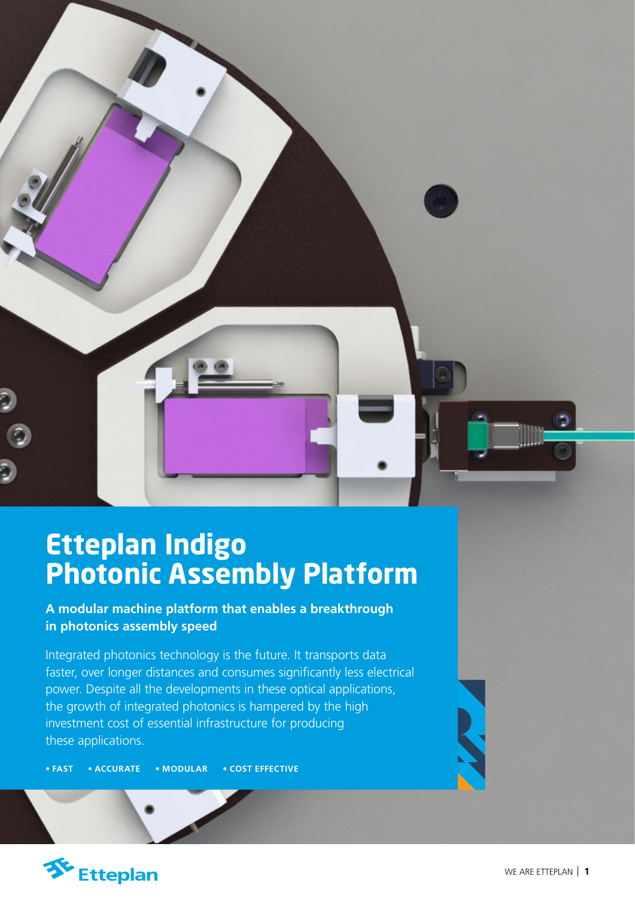# Etteplan Indigo Photonic Assembly Platform

**A modular machine platform that enables a breakthrough in photonics assembly speed**

Integrated photonics technology is the future. It transports data faster, over longer distances and consumes significantly less electrical power. Despite all the developments in these optical applications, the growth of integrated photonics is hampered by the high investment cost of essential infrastructure for producing these applications.

**• FAST • ACCURATE • MODULAR • COST EFFECTIVE**

Etteplan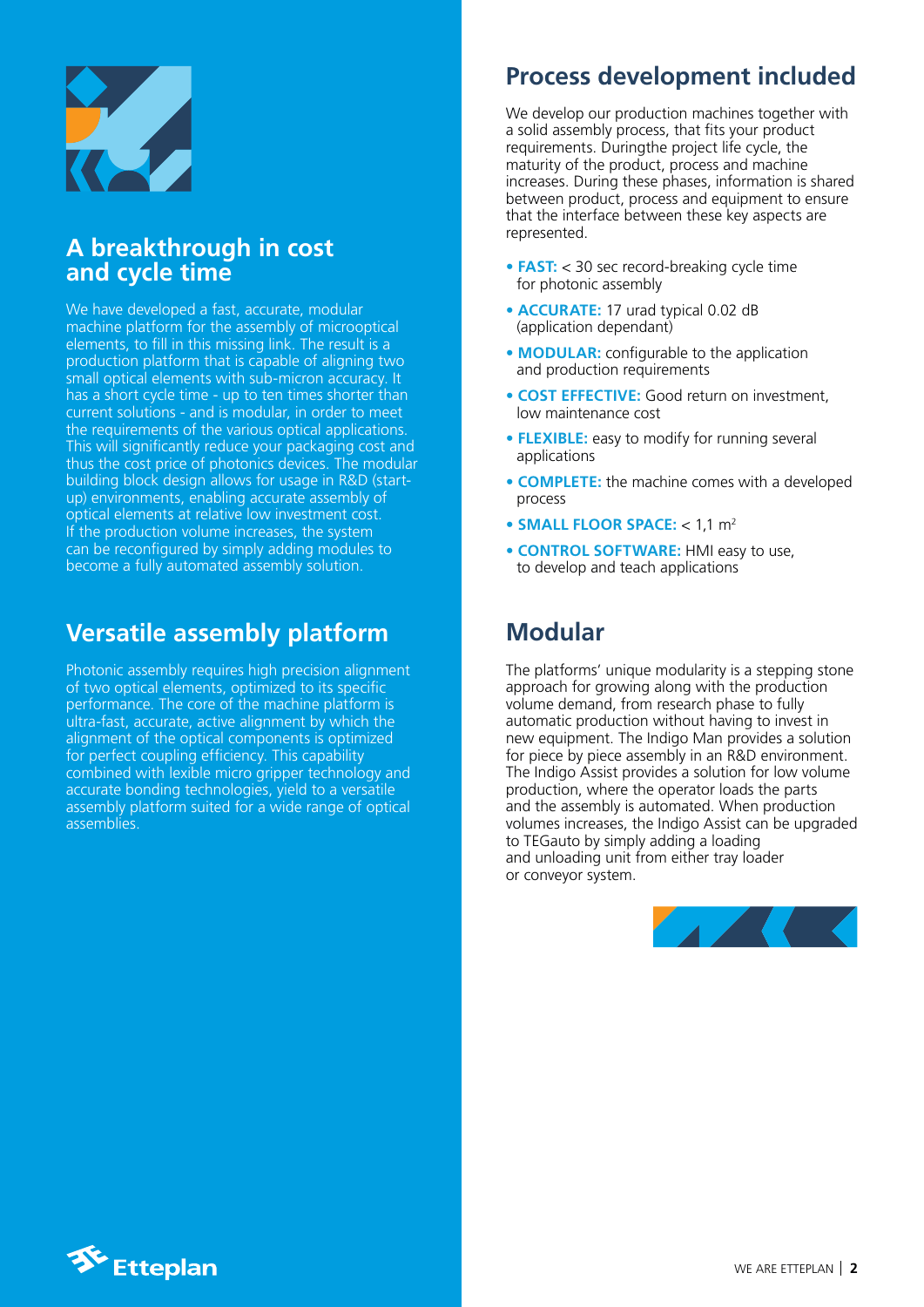## A breakthrough in cost and cycle time

We have developed a fast, accurate, modular machine platform for the assembly of microoptical elements, to fill in this missing link. The result is a production platform that is capable of aligning two small optical elements with sub-micron accuracy. It has a short cycle time - up to ten times shorter than current solutions - and is modular, in order to meet the requirements of the various optical applications. This will significantly reduce your packaging cost and thus the cost price of photonics devices. The modular building block design allows for usage in R&D (start-up) environments, enabling accurate assembly of optical elements at relative low investment cost. If the production volume increases, the system can be reconfigured by simply adding modules to become a fully automated assembly solution.

## Versatile assembly platform

Photonic assembly requires high precision alignment of two optical elements, optimized to its specific performance. The core of the machine platform is ultra-fast, accurate, active alignment by which the alignment of the optical components is optimized for perfect coupling efficiency. This capability combined with lexible micro gripper technology and accurate bonding technologies, yield to a versatile assembly platform suited for a wide range of optical assemblies.

## Process development included

We develop our production machines together with a solid assembly process, that fits your product requirements. Duringthe project life cycle, the maturity of the product, process and machine increases. During these phases, information is shared between product, process and equipment to ensure that the interface between these key aspects are represented.

- **FAST:** < 30 sec record-breaking cycle time for photonic assembly
- **ACCURATE:** 17 urad typical 0.02 dB (application dependant)
- **MODULAR:** configurable to the application and production requirements
- **COST EFFECTIVE:** Good return on investment, low maintenance cost
- **FLEXIBLE:** easy to modify for running several applications
- **COMPLETE:** the machine comes with a developed process
- **SMALL FLOOR SPACE:** < 1,1 $m^2$
- **CONTROL SOFTWARE:** HMI easy to use, to develop and teach applications

## Modular

The platforms' unique modularity is a stepping stone approach for growing along with the production volume demand, from research phase to fully automatic production without having to invest in new equipment. The Indigo Man provides a solution for piece by piece assembly in an R&D environment. The Indigo Assist provides a solution for low volume production, where the operator loads the parts and the assembly is automated. When production volumes increases, the Indigo Assist can be upgraded to TEGauto by simply adding a loading and unloading unit from either tray loader or conveyor system.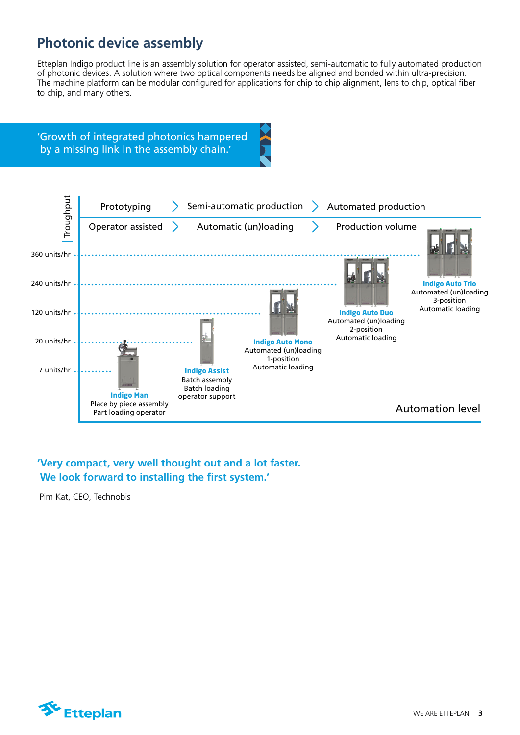# Photonic device assembly

Etteplan Indigo product line is an assembly solution for operator assisted, semi-automatic to fully automated production of photonic devices. A solution where two optical components needs be aligned and bonded within ultra-precision. The machine platform can be modular configured for applications for chip to chip alignment, lens to chip, optical fiber to chip, and many others.

'Growth of integrated photonics hampered by a missing link in the assembly chain.'

Troughput

| Prototyping | Semi-automatic production | Automated production |
|---|---|---|
| Operator assisted | Automatic (un)loading | Production volume |

360 units/hr

240 units/hr

120 units/hr

20 units/hr

7 units/hr

**Indigo Man**
Place by piece assembly
Part loading operator

**Indigo Assist**
Batch assembly
Batch loading
operator support

**Indigo Auto Mono**
Automated (un)loading
1-position
Automatic loading

**Indigo Auto Duo**
Automated (un)loading
2-position
Automatic loading

**Indigo Auto Trio**
Automated (un)loading
3-position
Automatic loading

Automation level

**'Very compact, very well thought out and a lot faster. We look forward to installing the first system.'**

Pim Kat, CEO, Technobis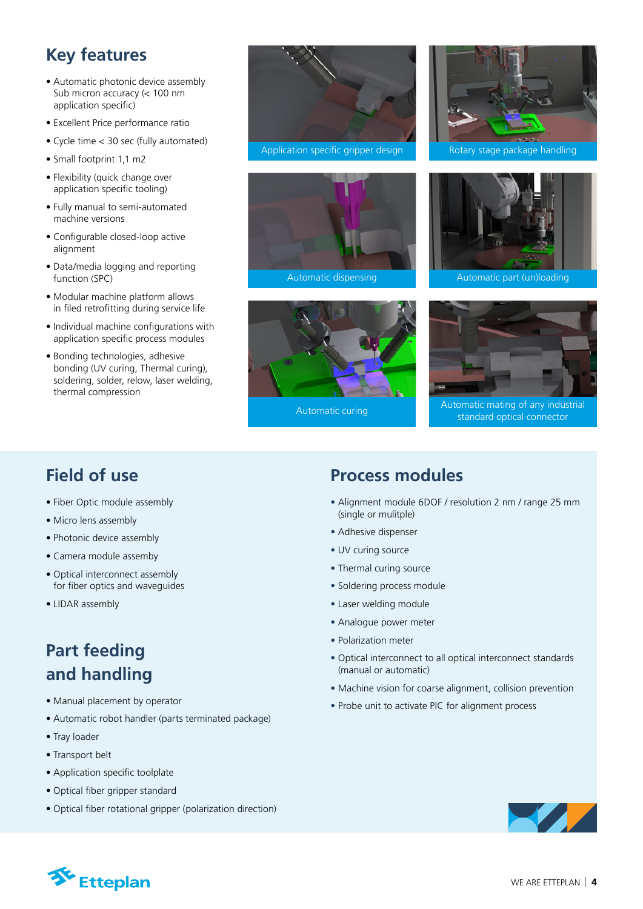## Key features

- Automatic photonic device assembly Sub micron accuracy (< 100 nm application specific)
- Excellent Price performance ratio
- Cycle time < 30 sec (fully automated)
- Small footprint 1,1 m2
- Flexibility (quick change over application specific tooling)
- Fully manual to semi-automated machine versions
- Configurable closed-loop active alignment
- Data/media logging and reporting function (SPC)
- Modular machine platform allows in filed retrofitting during service life
- Individual machine configurations with application specific process modules
- Bonding technologies, adhesive bonding (UV curing, Thermal curing), soldering, solder, relow, laser welding, thermal compression

Application specific gripper design

Rotary stage package handling

Automatic dispensing

Automatic part (un)loading

Automatic curing

Automatic mating of any industrial standard optical connector

## Field of use

- Fiber Optic module assembly
- Micro lens assembly
- Photonic device assembly
- Camera module assemby
- Optical interconnect assembly for fiber optics and waveguides
- LIDAR assembly

## Part feeding and handling

- Manual placement by operator
- Automatic robot handler (parts terminated package)
- Tray loader
- Transport belt
- Application specific toolplate
- Optical fiber gripper standard
- Optical fiber rotational gripper (polarization direction)

## Process modules

- Alignment module 6DOF / resolution 2 nm / range 25 mm (single or mulitple)
- Adhesive dispenser
- UV curing source
- Thermal curing source
- Soldering process module
- Laser welding module
- Analogue power meter
- Polarization meter
- Optical interconnect to all optical interconnect standards (manual or automatic)
- Machine vision for coarse alignment, collision prevention
- Probe unit to activate PIC for alignment process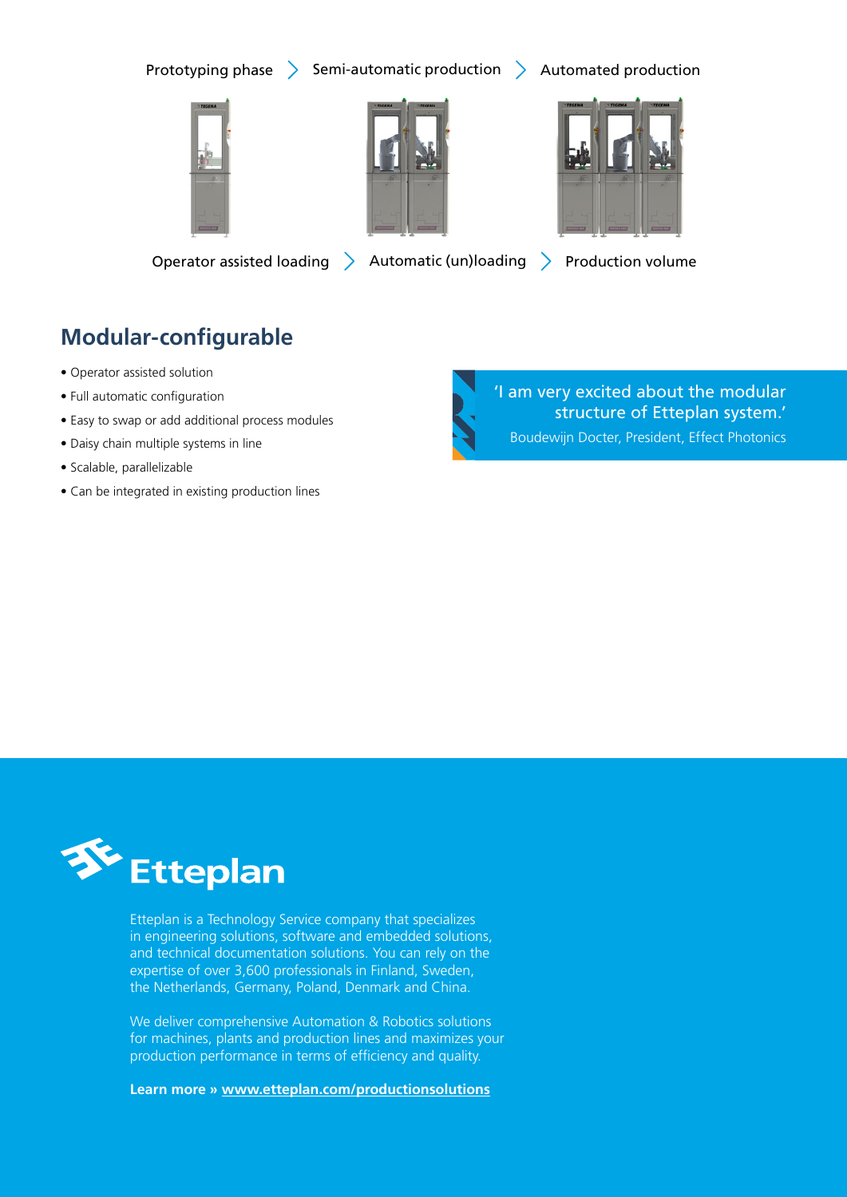Prototyping phase > Semi-automatic production > Automated production

Operator assisted loading > Automatic (un)loading > Production volume

## Modular-configurable

- Operator assisted solution
- Full automatic configuration
- Easy to swap or add additional process modules
- Daisy chain multiple systems in line
- Scalable, parallelizable
- Can be integrated in existing production lines

'I am very excited about the modular structure of Etteplan system.'

Boudewijn Docter, President, Effect Photonics

Etteplan

Etteplan is a Technology Service company that specializes in engineering solutions, software and embedded solutions, and technical documentation solutions. You can rely on the expertise of over 3,600 professionals in Finland, Sweden, the Netherlands, Germany, Poland, Denmark and China.

We deliver comprehensive Automation & Robotics solutions for machines, plants and production lines and maximizes your production performance in terms of efficiency and quality.

**Learn more » [www.etteplan.com/productionsolutions](http://www.etteplan.com/productionsolutions)**